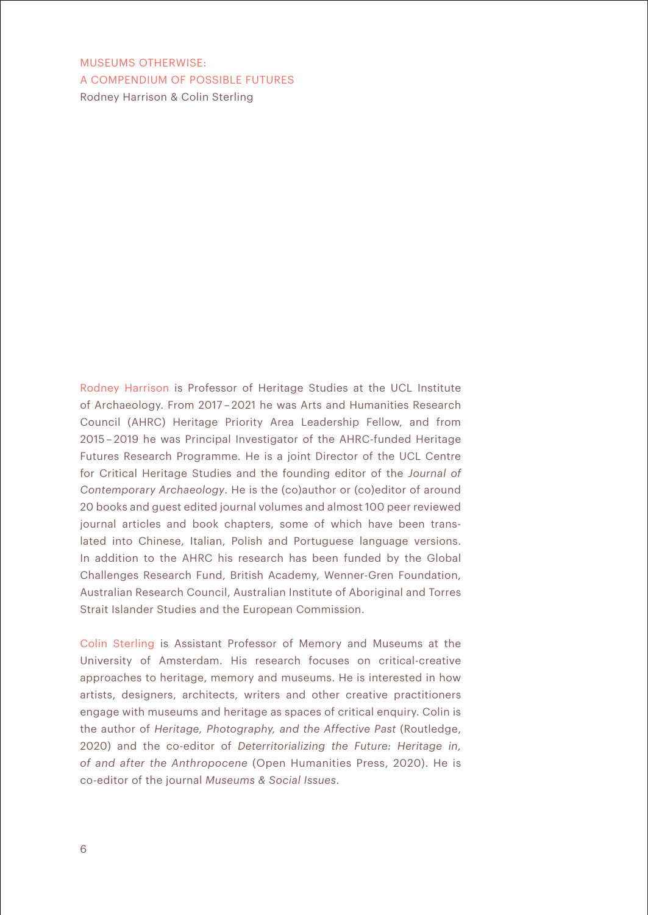MUSEUMS OTHERWISE:
A COMPENDIUM OF POSSIBLE FUTURES

Rodney Harrison & Colin Sterling

Rodney Harrison is Professor of Heritage Studies at the UCL Institute of Archaeology. From 2017–2021 he was Arts and Humanities Research Council (AHRC) Heritage Priority Area Leadership Fellow, and from 2015–2019 he was Principal Investigator of the AHRC-funded Heritage Futures Research Programme. He is a joint Director of the UCL Centre for Critical Heritage Studies and the founding editor of the *Journal of Contemporary Archaeology*. He is the (co)author or (co)editor of around 20 books and guest edited journal volumes and almost 100 peer reviewed journal articles and book chapters, some of which have been translated into Chinese, Italian, Polish and Portuguese language versions. In addition to the AHRC his research has been funded by the Global Challenges Research Fund, British Academy, Wenner-Gren Foundation, Australian Research Council, Australian Institute of Aboriginal and Torres Strait Islander Studies and the European Commission.

Colin Sterling is Assistant Professor of Memory and Museums at the University of Amsterdam. His research focuses on critical-creative approaches to heritage, memory and museums. He is interested in how artists, designers, architects, writers and other creative practitioners engage with museums and heritage as spaces of critical enquiry. Colin is the author of *Heritage, Photography, and the Affective Past* (Routledge, 2020) and the co-editor of *Deterritorializing the Future: Heritage in, of and after the Anthropocene* (Open Humanities Press, 2020). He is co-editor of the journal *Museums & Social Issues*.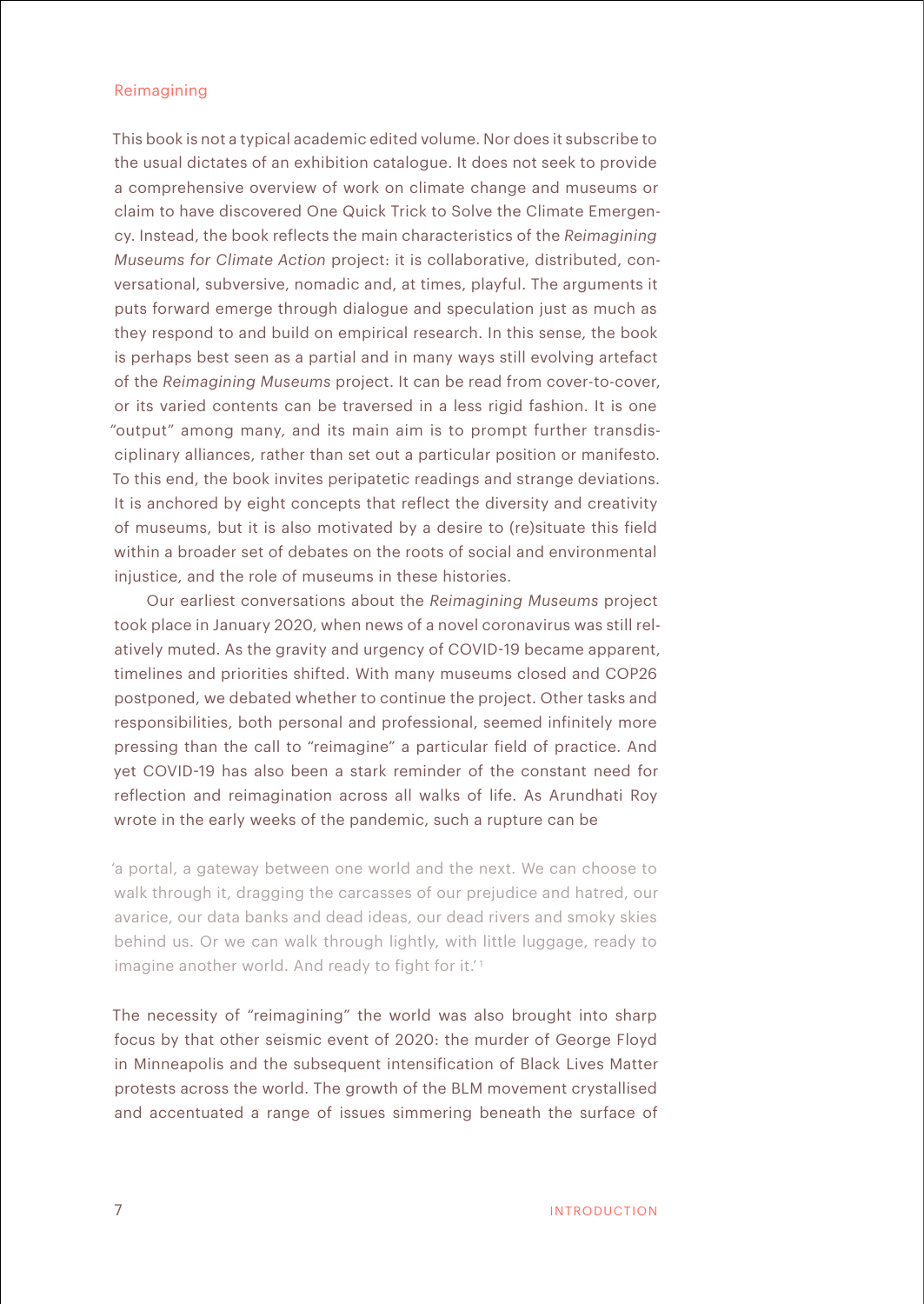## Reimagining

This book is not a typical academic edited volume. Nor does it subscribe to the usual dictates of an exhibition catalogue. It does not seek to provide a comprehensive overview of work on climate change and museums or claim to have discovered One Quick Trick to Solve the Climate Emergency. Instead, the book reflects the main characteristics of the *Reimagining Museums for Climate Action* project: it is collaborative, distributed, conversational, subversive, nomadic and, at times, playful. The arguments it puts forward emerge through dialogue and speculation just as much as they respond to and build on empirical research. In this sense, the book is perhaps best seen as a partial and in many ways still evolving artefact of the *Reimagining Museums* project. It can be read from cover-to-cover, or its varied contents can be traversed in a less rigid fashion. It is one "output" among many, and its main aim is to prompt further transdisciplinary alliances, rather than set out a particular position or manifesto. To this end, the book invites peripatetic readings and strange deviations. It is anchored by eight concepts that reflect the diversity and creativity of museums, but it is also motivated by a desire to (re)situate this field within a broader set of debates on the roots of social and environmental injustice, and the role of museums in these histories.

Our earliest conversations about the *Reimagining Museums* project took place in January 2020, when news of a novel coronavirus was still relatively muted. As the gravity and urgency of COVID-19 became apparent, timelines and priorities shifted. With many museums closed and COP26 postponed, we debated whether to continue the project. Other tasks and responsibilities, both personal and professional, seemed infinitely more pressing than the call to "reimagine" a particular field of practice. And yet COVID-19 has also been a stark reminder of the constant need for reflection and reimagination across all walks of life. As Arundhati Roy wrote in the early weeks of the pandemic, such a rupture can be

> 'a portal, a gateway between one world and the next. We can choose to walk through it, dragging the carcasses of our prejudice and hatred, our avarice, our data banks and dead ideas, our dead rivers and smoky skies behind us. Or we can walk through lightly, with little luggage, ready to imagine another world. And ready to fight for it.'[1]

The necessity of "reimagining" the world was also brought into sharp focus by that other seismic event of 2020: the murder of George Floyd in Minneapolis and the subsequent intensification of Black Lives Matter protests across the world. The growth of the BLM movement crystallised and accentuated a range of issues simmering beneath the surface of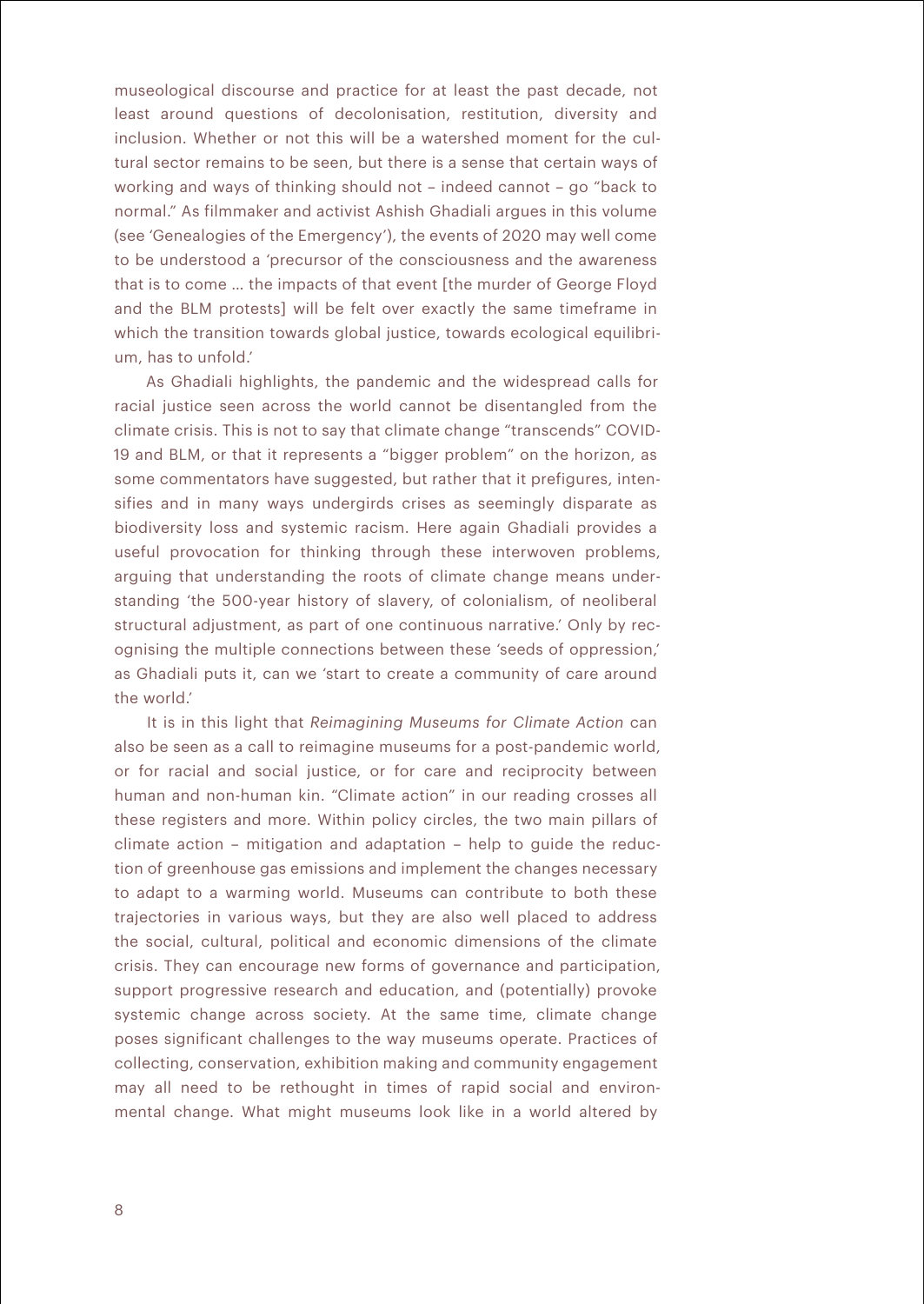museological discourse and practice for at least the past decade, not least around questions of decolonisation, restitution, diversity and inclusion. Whether or not this will be a watershed moment for the cultural sector remains to be seen, but there is a sense that certain ways of working and ways of thinking should not – indeed cannot – go "back to normal." As filmmaker and activist Ashish Ghadiali argues in this volume (see 'Genealogies of the Emergency'), the events of 2020 may well come to be understood a 'precursor of the consciousness and the awareness that is to come … the impacts of that event [the murder of George Floyd and the BLM protests] will be felt over exactly the same timeframe in which the transition towards global justice, towards ecological equilibrium, has to unfold.'

As Ghadiali highlights, the pandemic and the widespread calls for racial justice seen across the world cannot be disentangled from the climate crisis. This is not to say that climate change "transcends" COVID-19 and BLM, or that it represents a "bigger problem" on the horizon, as some commentators have suggested, but rather that it prefigures, intensifies and in many ways undergirds crises as seemingly disparate as biodiversity loss and systemic racism. Here again Ghadiali provides a useful provocation for thinking through these interwoven problems, arguing that understanding the roots of climate change means understanding 'the 500-year history of slavery, of colonialism, of neoliberal structural adjustment, as part of one continuous narrative.' Only by recognising the multiple connections between these 'seeds of oppression,' as Ghadiali puts it, can we 'start to create a community of care around the world.'

It is in this light that *Reimagining Museums for Climate Action* can also be seen as a call to reimagine museums for a post-pandemic world, or for racial and social justice, or for care and reciprocity between human and non-human kin. "Climate action" in our reading crosses all these registers and more. Within policy circles, the two main pillars of climate action – mitigation and adaptation – help to guide the reduction of greenhouse gas emissions and implement the changes necessary to adapt to a warming world. Museums can contribute to both these trajectories in various ways, but they are also well placed to address the social, cultural, political and economic dimensions of the climate crisis. They can encourage new forms of governance and participation, support progressive research and education, and (potentially) provoke systemic change across society. At the same time, climate change poses significant challenges to the way museums operate. Practices of collecting, conservation, exhibition making and community engagement may all need to be rethought in times of rapid social and environmental change. What might museums look like in a world altered by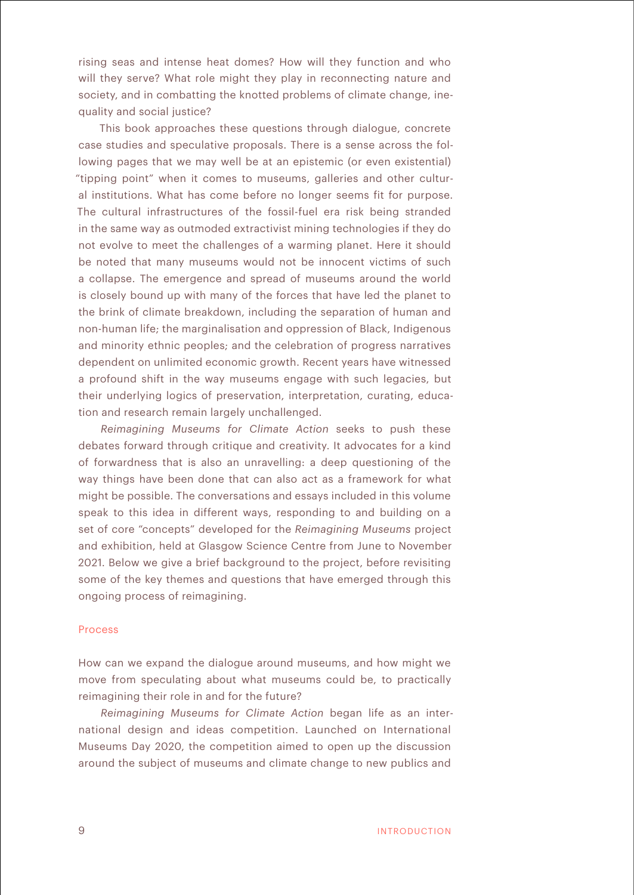rising seas and intense heat domes? How will they function and who will they serve? What role might they play in reconnecting nature and society, and in combatting the knotted problems of climate change, inequality and social justice?

This book approaches these questions through dialogue, concrete case studies and speculative proposals. There is a sense across the following pages that we may well be at an epistemic (or even existential) "tipping point" when it comes to museums, galleries and other cultural institutions. What has come before no longer seems fit for purpose. The cultural infrastructures of the fossil-fuel era risk being stranded in the same way as outmoded extractivist mining technologies if they do not evolve to meet the challenges of a warming planet. Here it should be noted that many museums would not be innocent victims of such a collapse. The emergence and spread of museums around the world is closely bound up with many of the forces that have led the planet to the brink of climate breakdown, including the separation of human and non-human life; the marginalisation and oppression of Black, Indigenous and minority ethnic peoples; and the celebration of progress narratives dependent on unlimited economic growth. Recent years have witnessed a profound shift in the way museums engage with such legacies, but their underlying logics of preservation, interpretation, curating, education and research remain largely unchallenged.

*Reimagining Museums for Climate Action* seeks to push these debates forward through critique and creativity. It advocates for a kind of forwardness that is also an unravelling: a deep questioning of the way things have been done that can also act as a framework for what might be possible. The conversations and essays included in this volume speak to this idea in different ways, responding to and building on a set of core "concepts" developed for the *Reimagining Museums* project and exhibition, held at Glasgow Science Centre from June to November 2021. Below we give a brief background to the project, before revisiting some of the key themes and questions that have emerged through this ongoing process of reimagining.

## Process

How can we expand the dialogue around museums, and how might we move from speculating about what museums could be, to practically reimagining their role in and for the future?

*Reimagining Museums for Climate Action* began life as an international design and ideas competition. Launched on International Museums Day 2020, the competition aimed to open up the discussion around the subject of museums and climate change to new publics and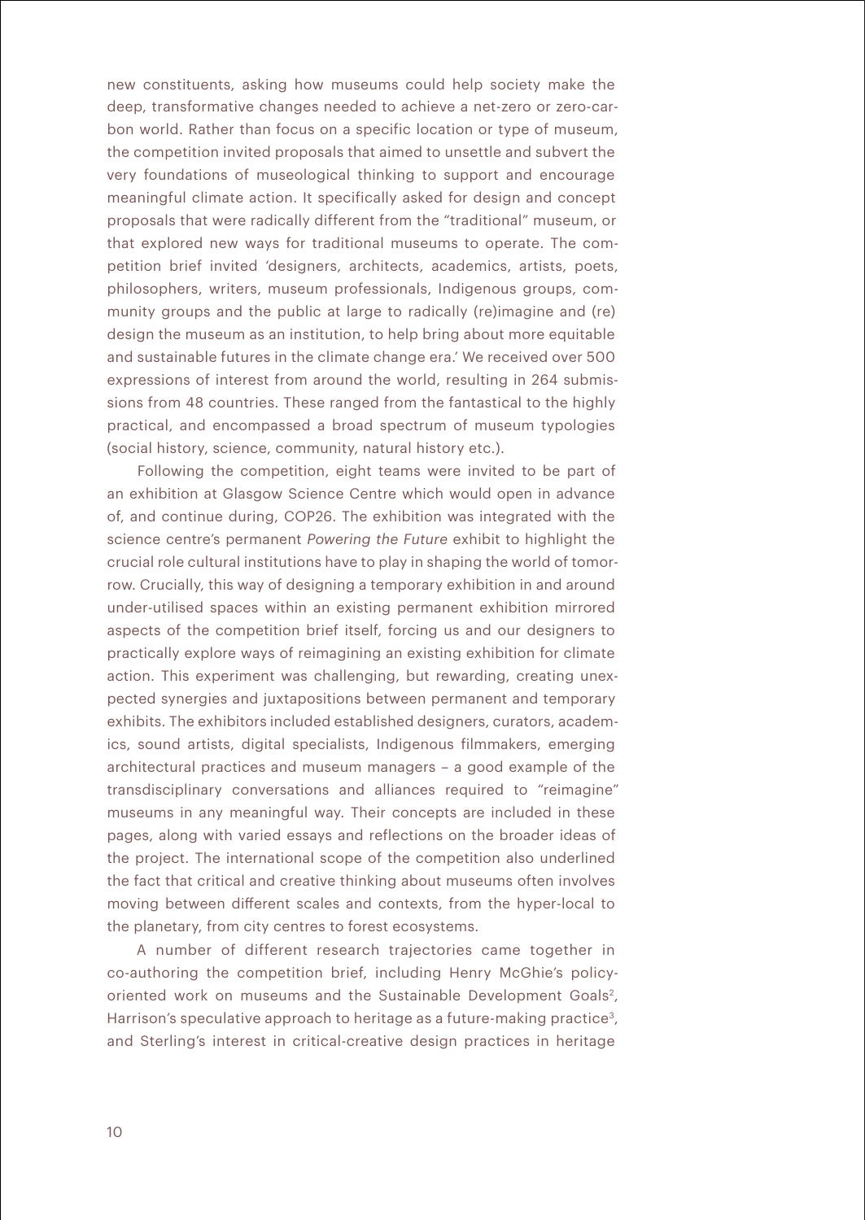new constituents, asking how museums could help society make the deep, transformative changes needed to achieve a net-zero or zero-carbon world. Rather than focus on a specific location or type of museum, the competition invited proposals that aimed to unsettle and subvert the very foundations of museological thinking to support and encourage meaningful climate action. It specifically asked for design and concept proposals that were radically different from the "traditional" museum, or that explored new ways for traditional museums to operate. The competition brief invited 'designers, architects, academics, artists, poets, philosophers, writers, museum professionals, Indigenous groups, community groups and the public at large to radically (re)imagine and (re) design the museum as an institution, to help bring about more equitable and sustainable futures in the climate change era.' We received over 500 expressions of interest from around the world, resulting in 264 submissions from 48 countries. These ranged from the fantastical to the highly practical, and encompassed a broad spectrum of museum typologies (social history, science, community, natural history etc.).

Following the competition, eight teams were invited to be part of an exhibition at Glasgow Science Centre which would open in advance of, and continue during, COP26. The exhibition was integrated with the science centre's permanent *Powering the Future* exhibit to highlight the crucial role cultural institutions have to play in shaping the world of tomorrow. Crucially, this way of designing a temporary exhibition in and around under-utilised spaces within an existing permanent exhibition mirrored aspects of the competition brief itself, forcing us and our designers to practically explore ways of reimagining an existing exhibition for climate action. This experiment was challenging, but rewarding, creating unexpected synergies and juxtapositions between permanent and temporary exhibits. The exhibitors included established designers, curators, academics, sound artists, digital specialists, Indigenous filmmakers, emerging architectural practices and museum managers – a good example of the transdisciplinary conversations and alliances required to "reimagine" museums in any meaningful way. Their concepts are included in these pages, along with varied essays and reflections on the broader ideas of the project. The international scope of the competition also underlined the fact that critical and creative thinking about museums often involves moving between different scales and contexts, from the hyper-local to the planetary, from city centres to forest ecosystems.

A number of different research trajectories came together in co-authoring the competition brief, including Henry McGhie's policy-oriented work on museums and the Sustainable Development Goals[2], Harrison's speculative approach to heritage as a future-making practice[3], and Sterling's interest in critical-creative design practices in heritage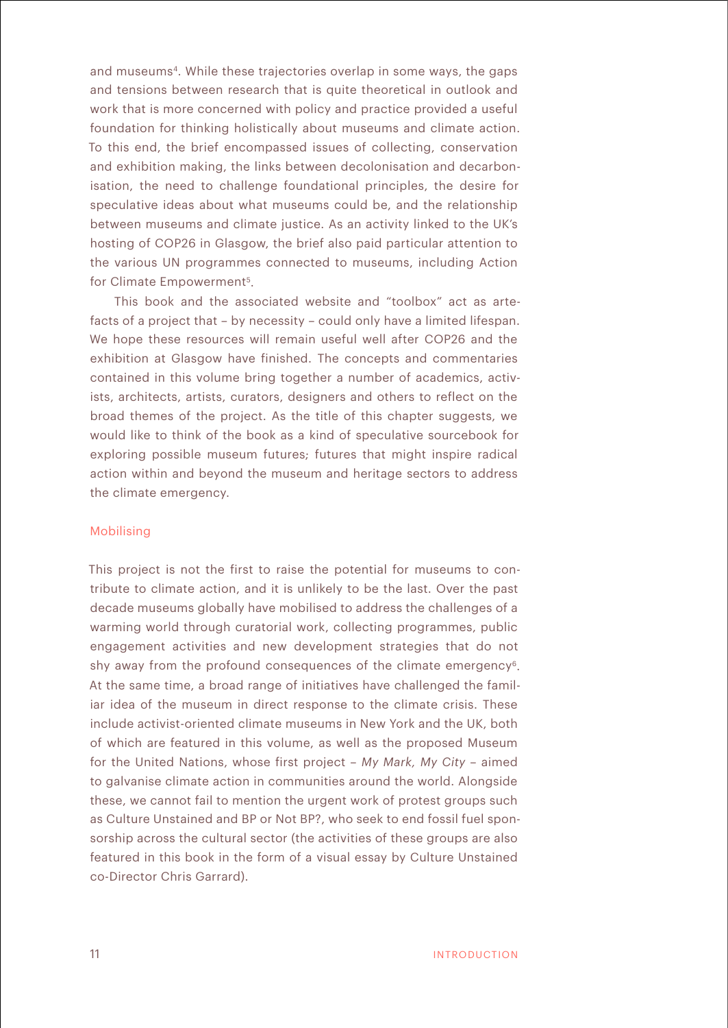and museums[4]. While these trajectories overlap in some ways, the gaps and tensions between research that is quite theoretical in outlook and work that is more concerned with policy and practice provided a useful foundation for thinking holistically about museums and climate action. To this end, the brief encompassed issues of collecting, conservation and exhibition making, the links between decolonisation and decarbonisation, the need to challenge foundational principles, the desire for speculative ideas about what museums could be, and the relationship between museums and climate justice. As an activity linked to the UK's hosting of COP26 in Glasgow, the brief also paid particular attention to the various UN programmes connected to museums, including Action for Climate Empowerment[5].

This book and the associated website and "toolbox" act as artefacts of a project that – by necessity – could only have a limited lifespan. We hope these resources will remain useful well after COP26 and the exhibition at Glasgow have finished. The concepts and commentaries contained in this volume bring together a number of academics, activists, architects, artists, curators, designers and others to reflect on the broad themes of the project. As the title of this chapter suggests, we would like to think of the book as a kind of speculative sourcebook for exploring possible museum futures; futures that might inspire radical action within and beyond the museum and heritage sectors to address the climate emergency.

## Mobilising

This project is not the first to raise the potential for museums to contribute to climate action, and it is unlikely to be the last. Over the past decade museums globally have mobilised to address the challenges of a warming world through curatorial work, collecting programmes, public engagement activities and new development strategies that do not shy away from the profound consequences of the climate emergency[6]. At the same time, a broad range of initiatives have challenged the familiar idea of the museum in direct response to the climate crisis. These include activist-oriented climate museums in New York and the UK, both of which are featured in this volume, as well as the proposed Museum for the United Nations, whose first project – *My Mark, My City* – aimed to galvanise climate action in communities around the world. Alongside these, we cannot fail to mention the urgent work of protest groups such as Culture Unstained and BP or Not BP?, who seek to end fossil fuel sponsorship across the cultural sector (the activities of these groups are also featured in this book in the form of a visual essay by Culture Unstained co-Director Chris Garrard).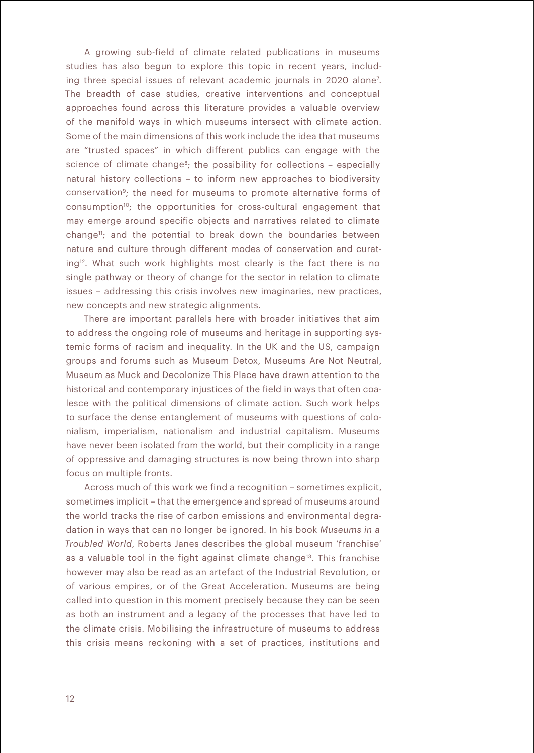A growing sub-field of climate related publications in museums studies has also begun to explore this topic in recent years, including three special issues of relevant academic journals in 2020 alone[7]. The breadth of case studies, creative interventions and conceptual approaches found across this literature provides a valuable overview of the manifold ways in which museums intersect with climate action. Some of the main dimensions of this work include the idea that museums are "trusted spaces" in which different publics can engage with the science of climate change[8]; the possibility for collections – especially natural history collections – to inform new approaches to biodiversity conservation[9]; the need for museums to promote alternative forms of consumption[10]; the opportunities for cross-cultural engagement that may emerge around specific objects and narratives related to climate change[11]; and the potential to break down the boundaries between nature and culture through different modes of conservation and curating[12]. What such work highlights most clearly is the fact there is no single pathway or theory of change for the sector in relation to climate issues – addressing this crisis involves new imaginaries, new practices, new concepts and new strategic alignments.

There are important parallels here with broader initiatives that aim to address the ongoing role of museums and heritage in supporting systemic forms of racism and inequality. In the UK and the US, campaign groups and forums such as Museum Detox, Museums Are Not Neutral, Museum as Muck and Decolonize This Place have drawn attention to the historical and contemporary injustices of the field in ways that often coalesce with the political dimensions of climate action. Such work helps to surface the dense entanglement of museums with questions of colonialism, imperialism, nationalism and industrial capitalism. Museums have never been isolated from the world, but their complicity in a range of oppressive and damaging structures is now being thrown into sharp focus on multiple fronts.

Across much of this work we find a recognition – sometimes explicit, sometimes implicit – that the emergence and spread of museums around the world tracks the rise of carbon emissions and environmental degradation in ways that can no longer be ignored. In his book *Museums in a Troubled World*, Roberts Janes describes the global museum 'franchise' as a valuable tool in the fight against climate change[13]. This franchise however may also be read as an artefact of the Industrial Revolution, or of various empires, or of the Great Acceleration. Museums are being called into question in this moment precisely because they can be seen as both an instrument and a legacy of the processes that have led to the climate crisis. Mobilising the infrastructure of museums to address this crisis means reckoning with a set of practices, institutions and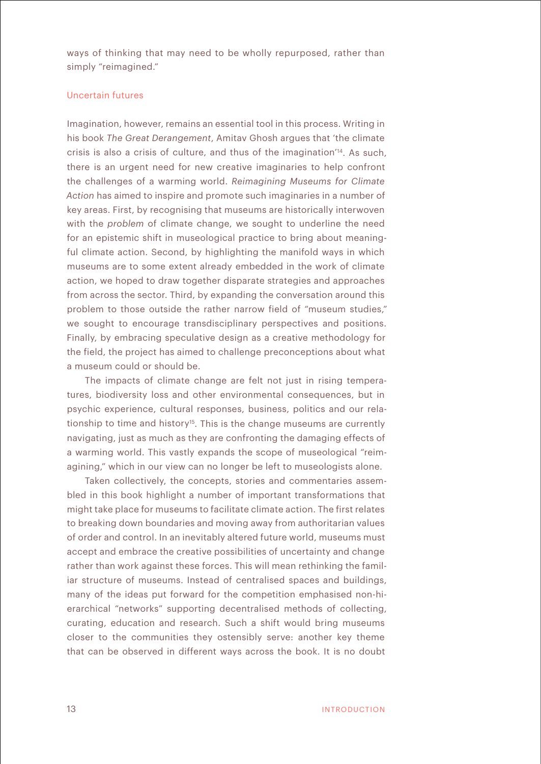ways of thinking that may need to be wholly repurposed, rather than simply "reimagined."

## Uncertain futures

Imagination, however, remains an essential tool in this process. Writing in his book *The Great Derangement*, Amitav Ghosh argues that 'the climate crisis is also a crisis of culture, and thus of the imagination'[14]. As such, there is an urgent need for new creative imaginaries to help confront the challenges of a warming world. *Reimagining Museums for Climate Action* has aimed to inspire and promote such imaginaries in a number of key areas. First, by recognising that museums are historically interwoven with the *problem* of climate change, we sought to underline the need for an epistemic shift in museological practice to bring about meaningful climate action. Second, by highlighting the manifold ways in which museums are to some extent already embedded in the work of climate action, we hoped to draw together disparate strategies and approaches from across the sector. Third, by expanding the conversation around this problem to those outside the rather narrow field of "museum studies," we sought to encourage transdisciplinary perspectives and positions. Finally, by embracing speculative design as a creative methodology for the field, the project has aimed to challenge preconceptions about what a museum could or should be.

The impacts of climate change are felt not just in rising temperatures, biodiversity loss and other environmental consequences, but in psychic experience, cultural responses, business, politics and our relationship to time and history[15]. This is the change museums are currently navigating, just as much as they are confronting the damaging effects of a warming world. This vastly expands the scope of museological "reimagining," which in our view can no longer be left to museologists alone.

Taken collectively, the concepts, stories and commentaries assembled in this book highlight a number of important transformations that might take place for museums to facilitate climate action. The first relates to breaking down boundaries and moving away from authoritarian values of order and control. In an inevitably altered future world, museums must accept and embrace the creative possibilities of uncertainty and change rather than work against these forces. This will mean rethinking the familiar structure of museums. Instead of centralised spaces and buildings, many of the ideas put forward for the competition emphasised non-hierarchical "networks" supporting decentralised methods of collecting, curating, education and research. Such a shift would bring museums closer to the communities they ostensibly serve: another key theme that can be observed in different ways across the book. It is no doubt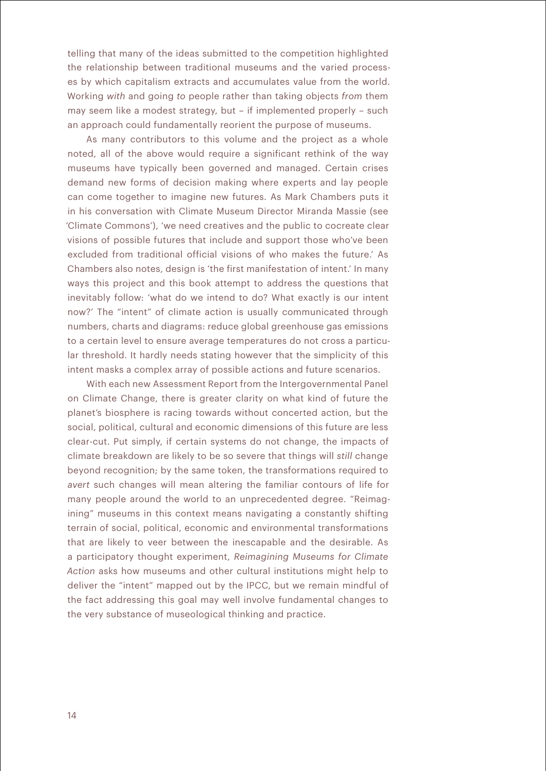telling that many of the ideas submitted to the competition highlighted the relationship between traditional museums and the varied processes by which capitalism extracts and accumulates value from the world. Working *with* and going *to* people rather than taking objects *from* them may seem like a modest strategy, but – if implemented properly – such an approach could fundamentally reorient the purpose of museums.

As many contributors to this volume and the project as a whole noted, all of the above would require a significant rethink of the way museums have typically been governed and managed. Certain crises demand new forms of decision making where experts and lay people can come together to imagine new futures. As Mark Chambers puts it in his conversation with Climate Museum Director Miranda Massie (see 'Climate Commons'), 'we need creatives and the public to cocreate clear visions of possible futures that include and support those who've been excluded from traditional official visions of who makes the future.' As Chambers also notes, design is 'the first manifestation of intent.' In many ways this project and this book attempt to address the questions that inevitably follow: 'what do we intend to do? What exactly is our intent now?' The "intent" of climate action is usually communicated through numbers, charts and diagrams: reduce global greenhouse gas emissions to a certain level to ensure average temperatures do not cross a particular threshold. It hardly needs stating however that the simplicity of this intent masks a complex array of possible actions and future scenarios.

With each new Assessment Report from the Intergovernmental Panel on Climate Change, there is greater clarity on what kind of future the planet's biosphere is racing towards without concerted action, but the social, political, cultural and economic dimensions of this future are less clear-cut. Put simply, if certain systems do not change, the impacts of climate breakdown are likely to be so severe that things will *still* change beyond recognition; by the same token, the transformations required to *avert* such changes will mean altering the familiar contours of life for many people around the world to an unprecedented degree. "Reimagining" museums in this context means navigating a constantly shifting terrain of social, political, economic and environmental transformations that are likely to veer between the inescapable and the desirable. As a participatory thought experiment, *Reimagining Museums for Climate Action* asks how museums and other cultural institutions might help to deliver the "intent" mapped out by the IPCC, but we remain mindful of the fact addressing this goal may well involve fundamental changes to the very substance of museological thinking and practice.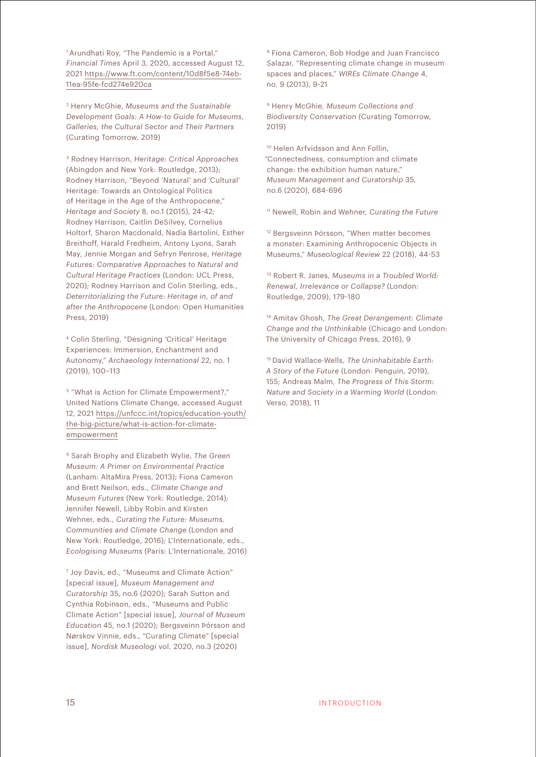[1] Arundhati Roy, "The Pandemic is a Portal," *Financial Times* April 3, 2020, accessed August 12, 2021 https://www.ft.com/content/10d8f5e8-74eb-11ea-95fe-fcd274e920ca

[2] Henry McGhie, *Museums and the Sustainable Development Goals: A How-to Guide for Museums, Galleries, the Cultural Sector and Their Partners* (Curating Tomorrow, 2019)

[3] Rodney Harrison, *Heritage: Critical Approaches* (Abingdon and New York: Routledge, 2013); Rodney Harrison, "Beyond 'Natural' and 'Cultural' Heritage: Towards an Ontological Politics of Heritage in the Age of the Anthropocene," *Heritage and Society* 8, no.1 (2015), 24-42; Rodney Harrison, Caitlin DeSilvey, Cornelius Holtorf, Sharon Macdonald, Nadia Bartolini, Esther Breithoff, Harald Fredheim, Antony Lyons, Sarah May, Jennie Morgan and Sefryn Penrose, *Heritage Futures: Comparative Approaches to Natural and Cultural Heritage Practices* (London: UCL Press, 2020); Rodney Harrison and Colin Sterling, eds., *Deterritorializing the Future: Heritage in, of and after the Anthropocene* (London: Open Humanities Press, 2019)

[4] Colin Sterling, "Designing 'Critical' Heritage Experiences: Immersion, Enchantment and Autonomy," *Archaeology International* 22, no. 1 (2019), 100–113

[5] "What is Action for Climate Empowerment?," United Nations Climate Change, accessed August 12, 2021 https://unfccc.int/topics/education-youth/the-big-picture/what-is-action-for-climate-empowerment

[6] Sarah Brophy and Elizabeth Wylie, *The Green Museum: A Primer on Environmental Practice* (Lanham: AltaMira Press, 2013); Fiona Cameron and Brett Neilson, eds., *Climate Change and Museum Futures* (New York: Routledge, 2014); Jennifer Newell, Libby Robin and Kirsten Wehner, eds., *Curating the Future: Museums, Communities and Climate Change* (London and New York: Routledge, 2016); L'Internationale, eds., *Ecologising Museums* (Paris: L'Internationale, 2016)

[7] Joy Davis, ed., "Museums and Climate Action" [special issue], *Museum Management and Curatorship* 35, no.6 (2020); Sarah Sutton and Cynthia Robinson, eds., "Museums and Public Climate Action" [special issue], *Journal of Museum Education* 45, no.1 (2020); Bergsveinn Þórsson and Nørskov Vinnie, eds., "Curating Climate" [special issue], *Nordisk Museologi* vol. 2020, no.3 (2020)

[8] Fiona Cameron, Bob Hodge and Juan Francisco Salazar, "Representing climate change in museum spaces and places," *WIREs Climate Change* 4, no. 9 (2013), 9-21

[9] Henry McGhie, *Museum Collections and Biodiversity Conservation* (Curating Tomorrow, 2019)

[10] Helen Arfvidsson and Ann Follin, "Connectedness, consumption and climate change: the exhibition human nature," *Museum Management and Curatorship* 35, no.6 (2020), 684-696

[11] Newell, Robin and Wehner, *Curating the Future*

[12] Bergsveinn Þórsson, "When matter becomes a monster: Examining Anthropocenic Objects in Museums," *Museological Review* 22 (2018), 44-53

[13] Robert R. Janes, *Museums in a Troubled World: Renewal, Irrelevance or Collapse?* (London: Routledge, 2009), 179-180

[14] Amitav Ghosh, *The Great Derangement: Climate Change and the Unthinkable* (Chicago and London: The University of Chicago Press, 2016), 9

[15] David Wallace-Wells, *The Uninhabitable Earth: A Story of the Future* (London: Penguin, 2019), 155; Andreas Malm, *The Progress of This Storm: Nature and Society in a Warming World* (London: Verso, 2018), 11